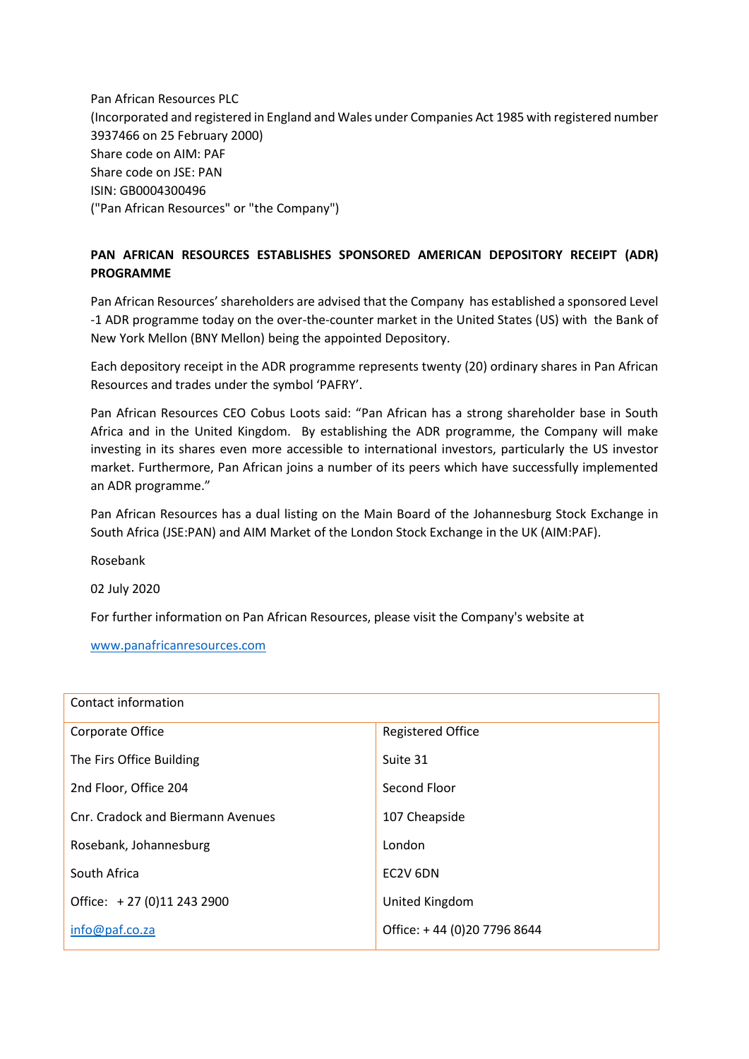Pan African Resources PLC
(Incorporated and registered in England and Wales under Companies Act 1985 with registered number 3937466 on 25 February 2000)
Share code on AIM: PAF
Share code on JSE: PAN
ISIN: GB0004300496
("Pan African Resources" or "the Company")

**PAN AFRICAN RESOURCES ESTABLISHES SPONSORED AMERICAN DEPOSITORY RECEIPT (ADR) PROGRAMME**

Pan African Resources' shareholders are advised that the Company has established a sponsored Level -1 ADR programme today on the over-the-counter market in the United States (US) with the Bank of New York Mellon (BNY Mellon) being the appointed Depository.

Each depository receipt in the ADR programme represents twenty (20) ordinary shares in Pan African Resources and trades under the symbol 'PAFRY'.

Pan African Resources CEO Cobus Loots said: "Pan African has a strong shareholder base in South Africa and in the United Kingdom. By establishing the ADR programme, the Company will make investing in its shares even more accessible to international investors, particularly the US investor market. Furthermore, Pan African joins a number of its peers which have successfully implemented an ADR programme."

Pan African Resources has a dual listing on the Main Board of the Johannesburg Stock Exchange in South Africa (JSE:PAN) and AIM Market of the London Stock Exchange in the UK (AIM:PAF).

Rosebank

02 July 2020

For further information on Pan African Resources, please visit the Company's website at

www.panafricanresources.com

| Contact information | |
|---|---|
| Corporate Office | Registered Office |
| The Firs Office Building | Suite 31 |
| 2nd Floor, Office 204 | Second Floor |
| Cnr. Cradock and Biermann Avenues | 107 Cheapside |
| Rosebank, Johannesburg | London |
| South Africa | EC2V 6DN |
| Office: + 27 (0)11 243 2900 | United Kingdom |
| info@paf.co.za | Office: + 44 (0)20 7796 8644 |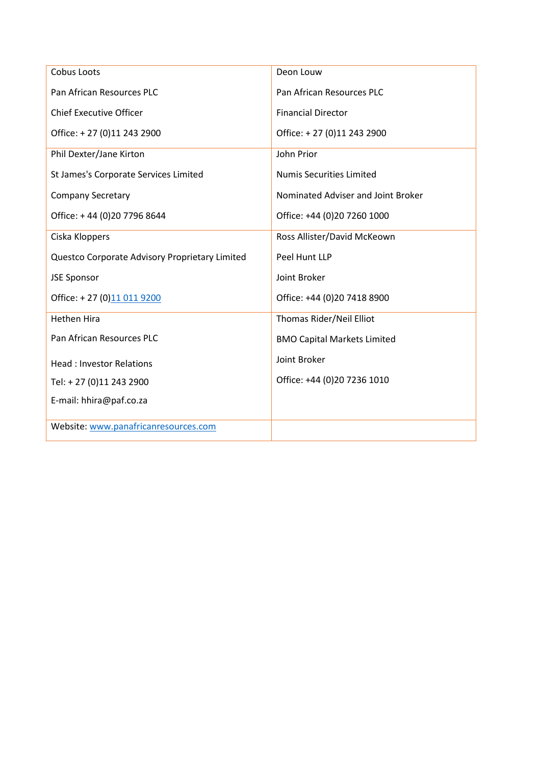| | |
|---|---|
| Cobus Loots<br><br>Pan African Resources PLC<br><br>Chief Executive Officer<br><br>Office: + 27 (0)11 243 2900 | Deon Louw<br><br>Pan African Resources PLC<br><br>Financial Director<br><br>Office: + 27 (0)11 243 2900 |
| Phil Dexter/Jane Kirton<br><br>St James's Corporate Services Limited<br><br>Company Secretary<br><br>Office: + 44 (0)20 7796 8644 | John Prior<br><br>Numis Securities Limited<br><br>Nominated Adviser and Joint Broker<br><br>Office: +44 (0)20 7260 1000 |
| Ciska Kloppers<br><br>Questco Corporate Advisory Proprietary Limited<br><br>JSE Sponsor<br><br>Office: + 27 (0)11 011 9200 | Ross Allister/David McKeown<br><br>Peel Hunt LLP<br><br>Joint Broker<br><br>Office: +44 (0)20 7418 8900 |
| Hethen Hira<br><br>Pan African Resources PLC<br><br>Head : Investor Relations<br><br>Tel: + 27 (0)11 243 2900<br><br>E-mail: hhira@paf.co.za | Thomas Rider/Neil Elliot<br><br>BMO Capital Markets Limited<br><br>Joint Broker<br><br>Office: +44 (0)20 7236 1010 |
| Website: www.panafricanresources.com | |